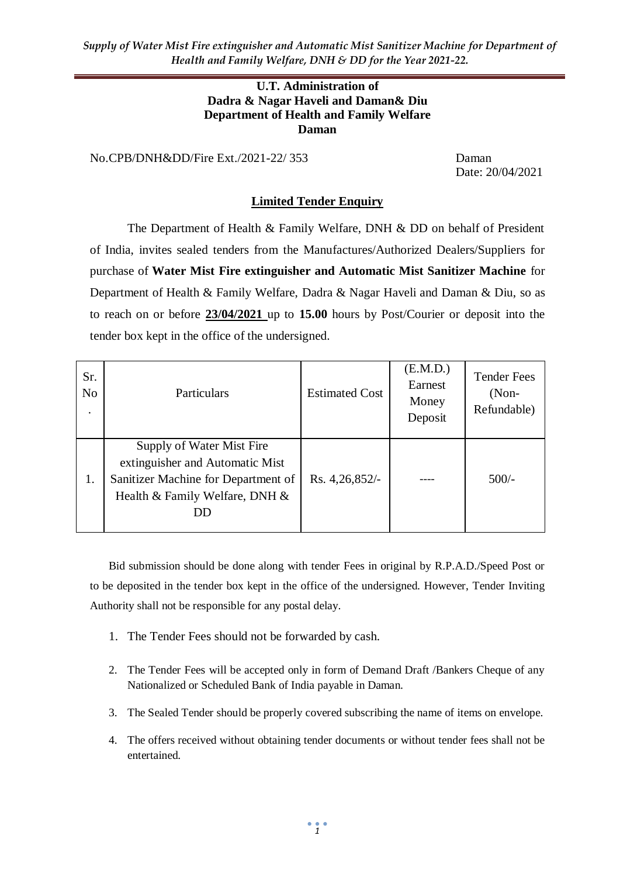**U.T. Administration of**
**Dadra & Nagar Haveli and Daman& Diu**
**Department of Health and Family Welfare**
**Daman**

No.CPB/DNH&DD/Fire Ext./2021-22/ 353 Daman

Date: 20/04/2021

## Limited Tender Enquiry

The Department of Health & Family Welfare, DNH & DD on behalf of President of India, invites sealed tenders from the Manufactures/Authorized Dealers/Suppliers for purchase of **Water Mist Fire extinguisher and Automatic Mist Sanitizer Machine** for Department of Health & Family Welfare, Dadra & Nagar Haveli and Daman & Diu, so as to reach on or before **23/04/2021** up to **15.00** hours by Post/Courier or deposit into the tender box kept in the office of the undersigned.

| Sr. No. | Particulars | Estimated Cost | (E.M.D.) Earnest Money Deposit | Tender Fees (Non-Refundable) |
|---|---|---|---|---|
| 1. | Supply of Water Mist Fire extinguisher and Automatic Mist Sanitizer Machine for Department of Health & Family Welfare, DNH & DD | Rs. 4,26,852/- | ---- | 500/- |

Bid submission should be done along with tender Fees in original by R.P.A.D./Speed Post or to be deposited in the tender box kept in the office of the undersigned. However, Tender Inviting Authority shall not be responsible for any postal delay.

1. The Tender Fees should not be forwarded by cash.
2. The Tender Fees will be accepted only in form of Demand Draft /Bankers Cheque of any Nationalized or Scheduled Bank of India payable in Daman.
3. The Sealed Tender should be properly covered subscribing the name of items on envelope.
4. The offers received without obtaining tender documents or without tender fees shall not be entertained.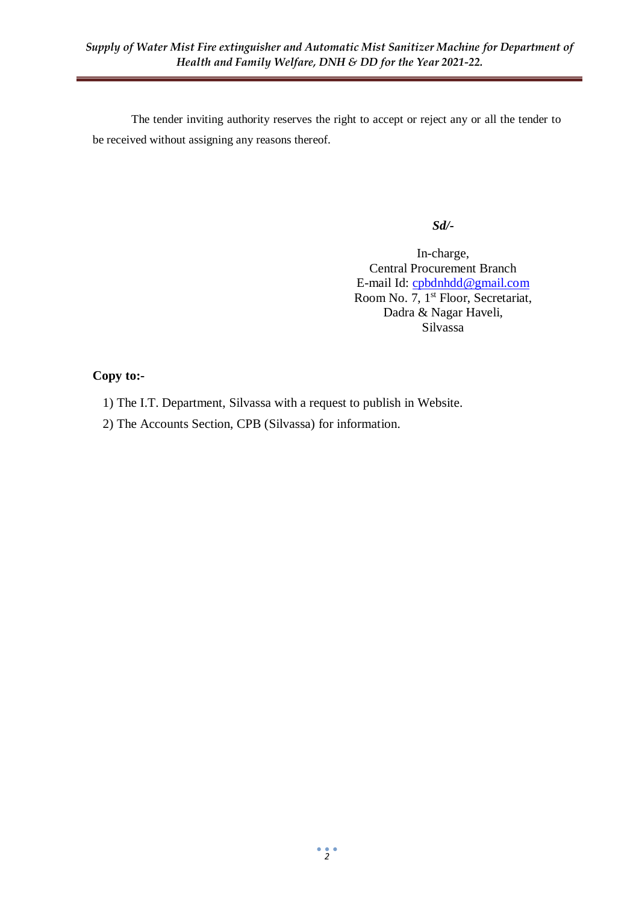The tender inviting authority reserves the right to accept or reject any or all the tender to be received without assigning any reasons thereof.

***Sd/-***

In-charge,
Central Procurement Branch
E-mail Id: cpbdnhdd@gmail.com
Room No. 7, 1st Floor, Secretariat,
Dadra & Nagar Haveli,
Silvassa

**Copy to:-**

1) The I.T. Department, Silvassa with a request to publish in Website.
2) The Accounts Section, CPB (Silvassa) for information.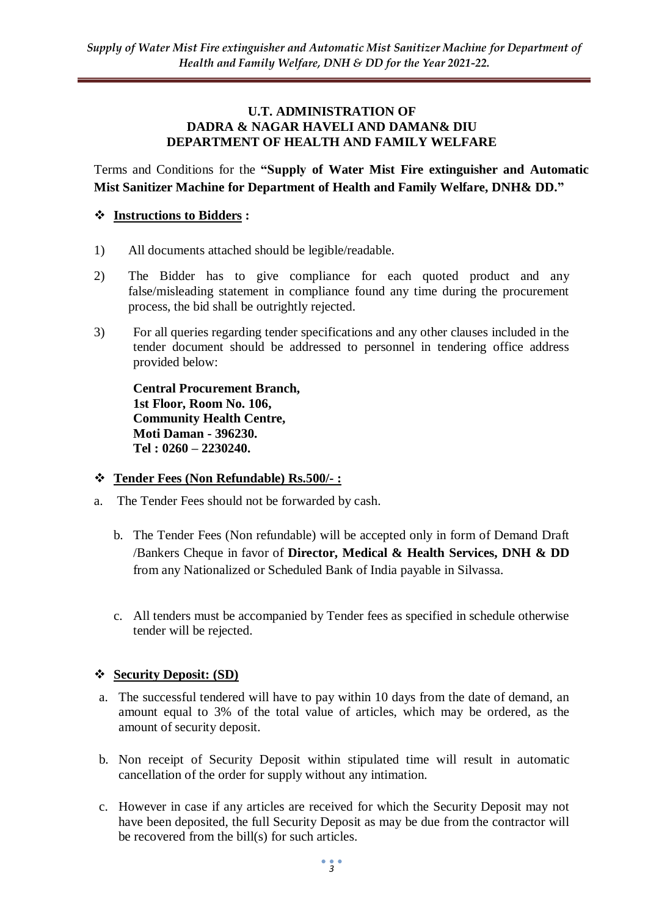**U.T. ADMINISTRATION OF**
**DADRA & NAGAR HAVELI AND DAMAN& DIU**
**DEPARTMENT OF HEALTH AND FAMILY WELFARE**

Terms and Conditions for the **"Supply of Water Mist Fire extinguisher and Automatic Mist Sanitizer Machine for Department of Health and Family Welfare, DNH& DD."**

## ❖ Instructions to Bidders :

1) All documents attached should be legible/readable.

2) The Bidder has to give compliance for each quoted product and any false/misleading statement in compliance found any time during the procurement process, the bid shall be outrightly rejected.

3) For all queries regarding tender specifications and any other clauses included in the tender document should be addressed to personnel in tendering office address provided below:

   **Central Procurement Branch,**
   **1st Floor, Room No. 106,**
   **Community Health Centre,**
   **Moti Daman - 396230.**
   **Tel : 0260 – 2230240.**

## ❖ Tender Fees (Non Refundable) Rs.500/- :

a. The Tender Fees should not be forwarded by cash.

b. The Tender Fees (Non refundable) will be accepted only in form of Demand Draft /Bankers Cheque in favor of **Director, Medical & Health Services, DNH & DD** from any Nationalized or Scheduled Bank of India payable in Silvassa.

c. All tenders must be accompanied by Tender fees as specified in schedule otherwise tender will be rejected.

## ❖ Security Deposit: (SD)

a. The successful tendered will have to pay within 10 days from the date of demand, an amount equal to 3% of the total value of articles, which may be ordered, as the amount of security deposit.

b. Non receipt of Security Deposit within stipulated time will result in automatic cancellation of the order for supply without any intimation.

c. However in case if any articles are received for which the Security Deposit may not have been deposited, the full Security Deposit as may be due from the contractor will be recovered from the bill(s) for such articles.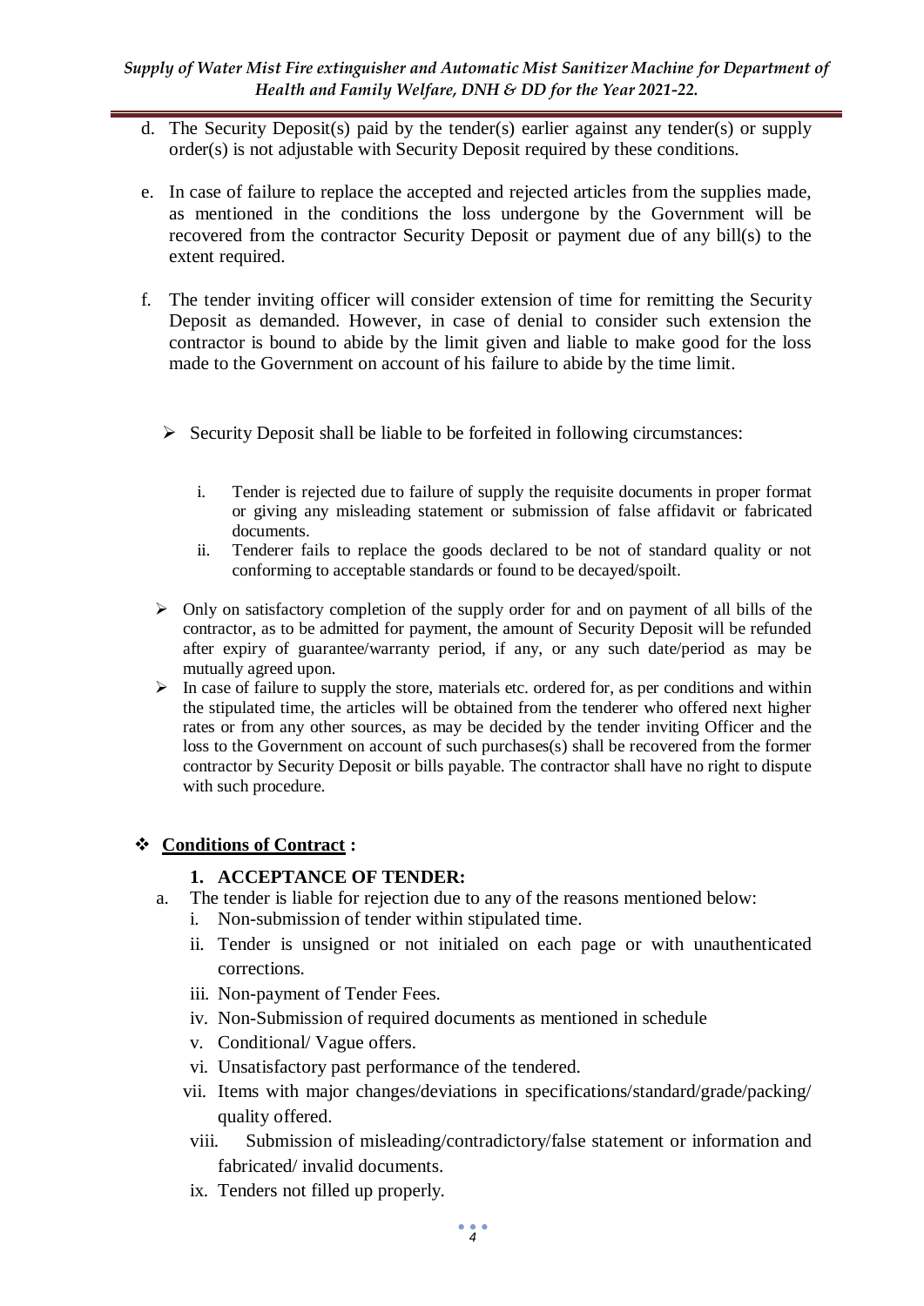d. The Security Deposit(s) paid by the tender(s) earlier against any tender(s) or supply order(s) is not adjustable with Security Deposit required by these conditions.

e. In case of failure to replace the accepted and rejected articles from the supplies made, as mentioned in the conditions the loss undergone by the Government will be recovered from the contractor Security Deposit or payment due of any bill(s) to the extent required.

f. The tender inviting officer will consider extension of time for remitting the Security Deposit as demanded. However, in case of denial to consider such extension the contractor is bound to abide by the limit given and liable to make good for the loss made to the Government on account of his failure to abide by the time limit.

- Security Deposit shall be liable to be forfeited in following circumstances:

    i. Tender is rejected due to failure of supply the requisite documents in proper format or giving any misleading statement or submission of false affidavit or fabricated documents.
    ii. Tenderer fails to replace the goods declared to be not of standard quality or not conforming to acceptable standards or found to be decayed/spoilt.

- Only on satisfactory completion of the supply order for and on payment of all bills of the contractor, as to be admitted for payment, the amount of Security Deposit will be refunded after expiry of guarantee/warranty period, if any, or any such date/period as may be mutually agreed upon.
- In case of failure to supply the store, materials etc. ordered for, as per conditions and within the stipulated time, the articles will be obtained from the tenderer who offered next higher rates or from any other sources, as may be decided by the tender inviting Officer and the loss to the Government on account of such purchases(s) shall be recovered from the former contractor by Security Deposit or bills payable. The contractor shall have no right to dispute with such procedure.

## **<u>Conditions of Contract</u> :**

### 1. ACCEPTANCE OF TENDER:

a. The tender is liable for rejection due to any of the reasons mentioned below:
    i. Non-submission of tender within stipulated time.
    ii. Tender is unsigned or not initialed on each page or with unauthenticated corrections.
    iii. Non-payment of Tender Fees.
    iv. Non-Submission of required documents as mentioned in schedule
    v. Conditional/ Vague offers.
    vi. Unsatisfactory past performance of the tendered.
    vii. Items with major changes/deviations in specifications/standard/grade/packing/ quality offered.
    viii. Submission of misleading/contradictory/false statement or information and fabricated/ invalid documents.
    ix. Tenders not filled up properly.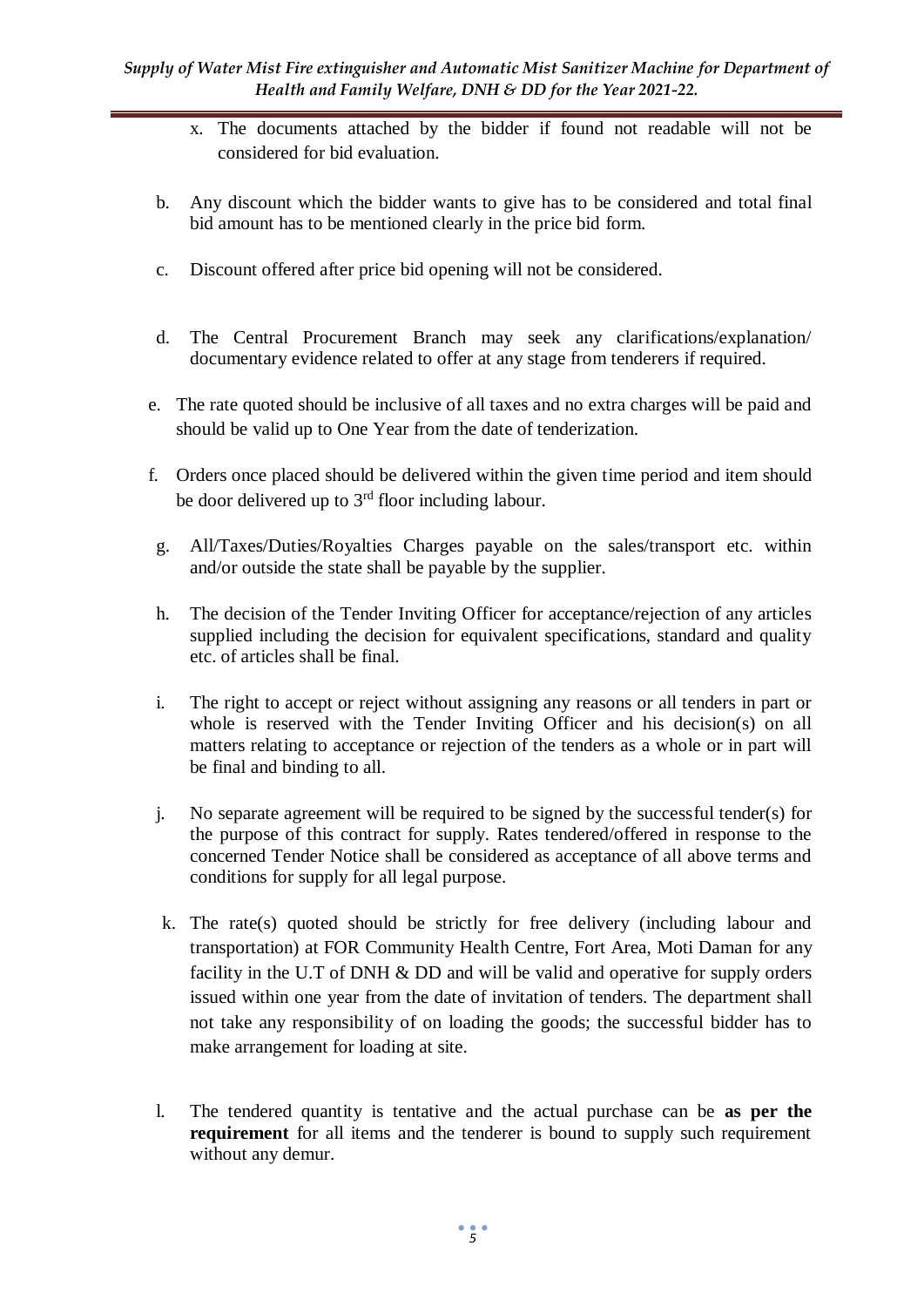x. The documents attached by the bidder if found not readable will not be considered for bid evaluation.

b. Any discount which the bidder wants to give has to be considered and total final bid amount has to be mentioned clearly in the price bid form.

c. Discount offered after price bid opening will not be considered.

d. The Central Procurement Branch may seek any clarifications/explanation/ documentary evidence related to offer at any stage from tenderers if required.

e. The rate quoted should be inclusive of all taxes and no extra charges will be paid and should be valid up to One Year from the date of tenderization.

f. Orders once placed should be delivered within the given time period and item should be door delivered up to 3rd floor including labour.

g. All/Taxes/Duties/Royalties Charges payable on the sales/transport etc. within and/or outside the state shall be payable by the supplier.

h. The decision of the Tender Inviting Officer for acceptance/rejection of any articles supplied including the decision for equivalent specifications, standard and quality etc. of articles shall be final.

i. The right to accept or reject without assigning any reasons or all tenders in part or whole is reserved with the Tender Inviting Officer and his decision(s) on all matters relating to acceptance or rejection of the tenders as a whole or in part will be final and binding to all.

j. No separate agreement will be required to be signed by the successful tender(s) for the purpose of this contract for supply. Rates tendered/offered in response to the concerned Tender Notice shall be considered as acceptance of all above terms and conditions for supply for all legal purpose.

k. The rate(s) quoted should be strictly for free delivery (including labour and transportation) at FOR Community Health Centre, Fort Area, Moti Daman for any facility in the U.T of DNH & DD and will be valid and operative for supply orders issued within one year from the date of invitation of tenders. The department shall not take any responsibility of on loading the goods; the successful bidder has to make arrangement for loading at site.

l. The tendered quantity is tentative and the actual purchase can be **as per the requirement** for all items and the tenderer is bound to supply such requirement without any demur.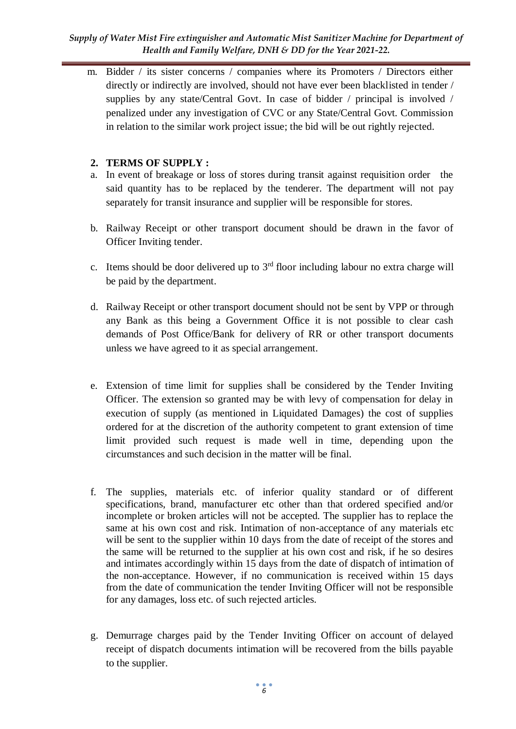m. Bidder / its sister concerns / companies where its Promoters / Directors either directly or indirectly are involved, should not have ever been blacklisted in tender / supplies by any state/Central Govt. In case of bidder / principal is involved / penalized under any investigation of CVC or any State/Central Govt. Commission in relation to the similar work project issue; the bid will be out rightly rejected.

## 2. TERMS OF SUPPLY :

a. In event of breakage or loss of stores during transit against requisition order the said quantity has to be replaced by the tenderer. The department will not pay separately for transit insurance and supplier will be responsible for stores.

b. Railway Receipt or other transport document should be drawn in the favor of Officer Inviting tender.

c. Items should be door delivered up to 3rd floor including labour no extra charge will be paid by the department.

d. Railway Receipt or other transport document should not be sent by VPP or through any Bank as this being a Government Office it is not possible to clear cash demands of Post Office/Bank for delivery of RR or other transport documents unless we have agreed to it as special arrangement.

e. Extension of time limit for supplies shall be considered by the Tender Inviting Officer. The extension so granted may be with levy of compensation for delay in execution of supply (as mentioned in Liquidated Damages) the cost of supplies ordered for at the discretion of the authority competent to grant extension of time limit provided such request is made well in time, depending upon the circumstances and such decision in the matter will be final.

f. The supplies, materials etc. of inferior quality standard or of different specifications, brand, manufacturer etc other than that ordered specified and/or incomplete or broken articles will not be accepted. The supplier has to replace the same at his own cost and risk. Intimation of non-acceptance of any materials etc will be sent to the supplier within 10 days from the date of receipt of the stores and the same will be returned to the supplier at his own cost and risk, if he so desires and intimates accordingly within 15 days from the date of dispatch of intimation of the non-acceptance. However, if no communication is received within 15 days from the date of communication the tender Inviting Officer will not be responsible for any damages, loss etc. of such rejected articles.

g. Demurrage charges paid by the Tender Inviting Officer on account of delayed receipt of dispatch documents intimation will be recovered from the bills payable to the supplier.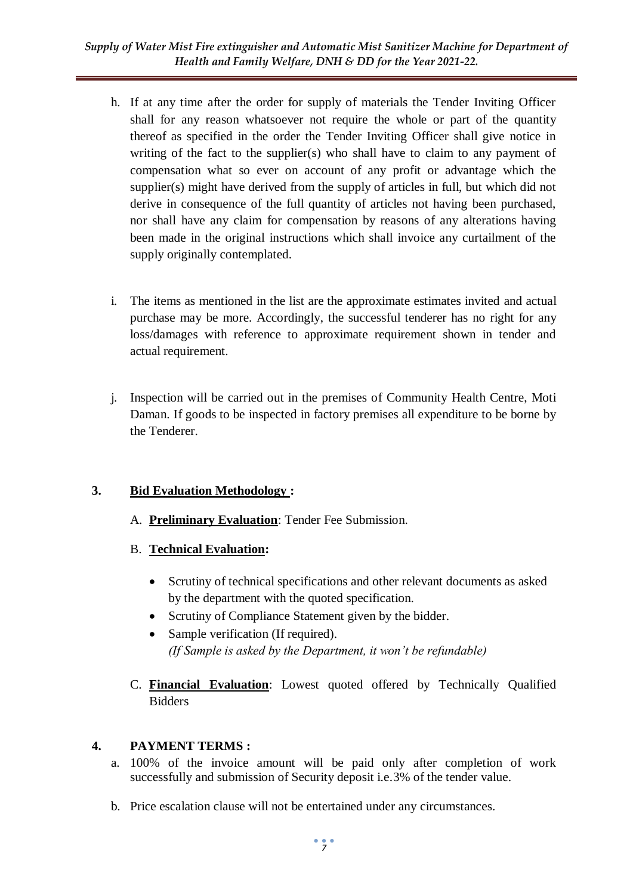h. If at any time after the order for supply of materials the Tender Inviting Officer shall for any reason whatsoever not require the whole or part of the quantity thereof as specified in the order the Tender Inviting Officer shall give notice in writing of the fact to the supplier(s) who shall have to claim to any payment of compensation what so ever on account of any profit or advantage which the supplier(s) might have derived from the supply of articles in full, but which did not derive in consequence of the full quantity of articles not having been purchased, nor shall have any claim for compensation by reasons of any alterations having been made in the original instructions which shall invoice any curtailment of the supply originally contemplated.

i. The items as mentioned in the list are the approximate estimates invited and actual purchase may be more. Accordingly, the successful tenderer has no right for any loss/damages with reference to approximate requirement shown in tender and actual requirement.

j. Inspection will be carried out in the premises of Community Health Centre, Moti Daman. If goods to be inspected in factory premises all expenditure to be borne by the Tenderer.

## 3. **Bid Evaluation Methodology :**

A. **Preliminary Evaluation**: Tender Fee Submission.

B. **Technical Evaluation:**

- Scrutiny of technical specifications and other relevant documents as asked by the department with the quoted specification.
- Scrutiny of Compliance Statement given by the bidder.
- Sample verification (If required).
  *(If Sample is asked by the Department, it won't be refundable)*

C. **Financial Evaluation**: Lowest quoted offered by Technically Qualified Bidders

## 4. PAYMENT TERMS :

a. 100% of the invoice amount will be paid only after completion of work successfully and submission of Security deposit i.e.3% of the tender value.

b. Price escalation clause will not be entertained under any circumstances.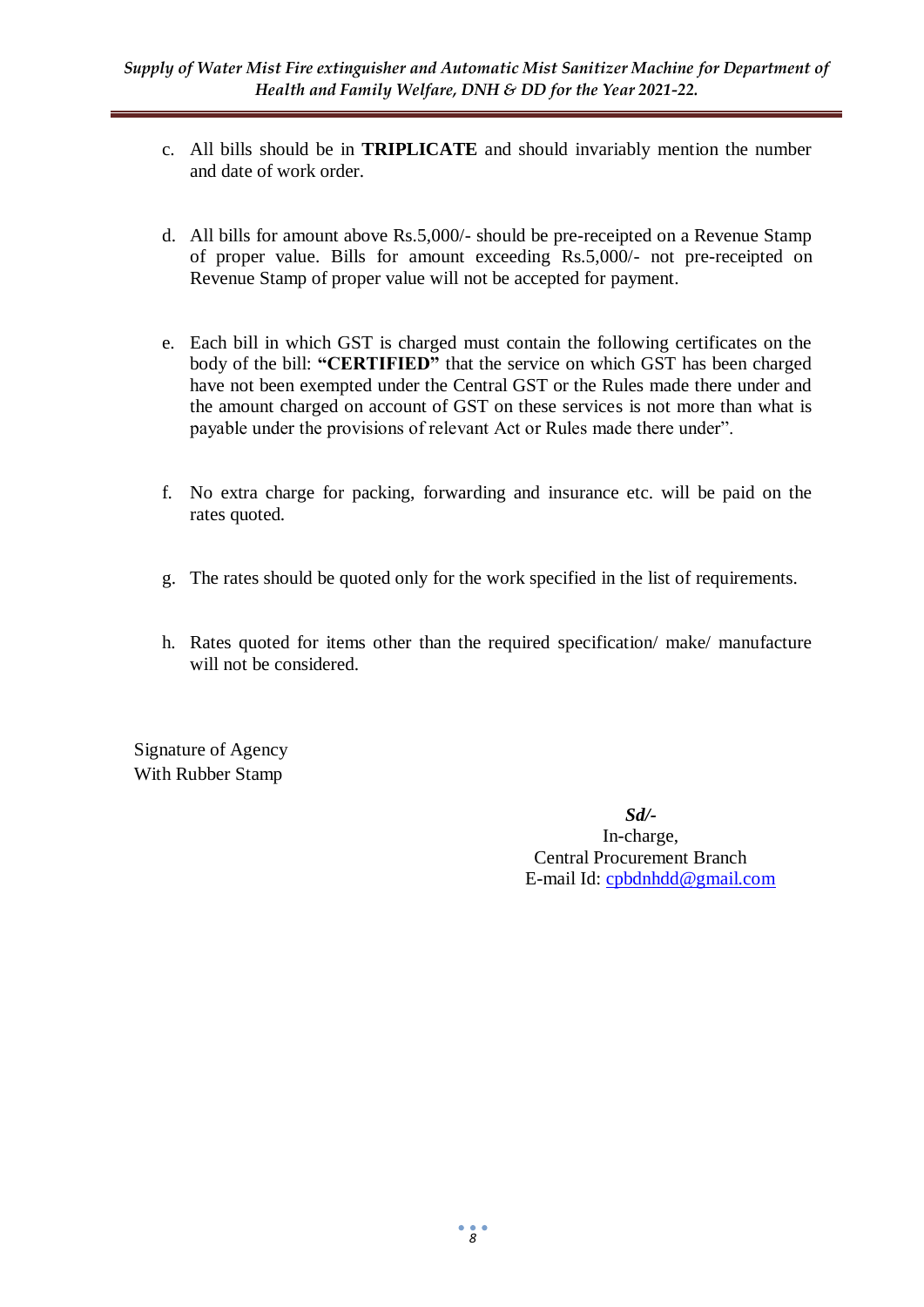c. All bills should be in **TRIPLICATE** and should invariably mention the number and date of work order.

d. All bills for amount above Rs.5,000/- should be pre-receipted on a Revenue Stamp of proper value. Bills for amount exceeding Rs.5,000/- not pre-receipted on Revenue Stamp of proper value will not be accepted for payment.

e. Each bill in which GST is charged must contain the following certificates on the body of the bill: **"CERTIFIED"** that the service on which GST has been charged have not been exempted under the Central GST or the Rules made there under and the amount charged on account of GST on these services is not more than what is payable under the provisions of relevant Act or Rules made there under".

f. No extra charge for packing, forwarding and insurance etc. will be paid on the rates quoted.

g. The rates should be quoted only for the work specified in the list of requirements.

h. Rates quoted for items other than the required specification/ make/ manufacture will not be considered.

Signature of Agency
With Rubber Stamp

***Sd/-***
In-charge,
Central Procurement Branch
E-mail Id: cpbdnhdd@gmail.com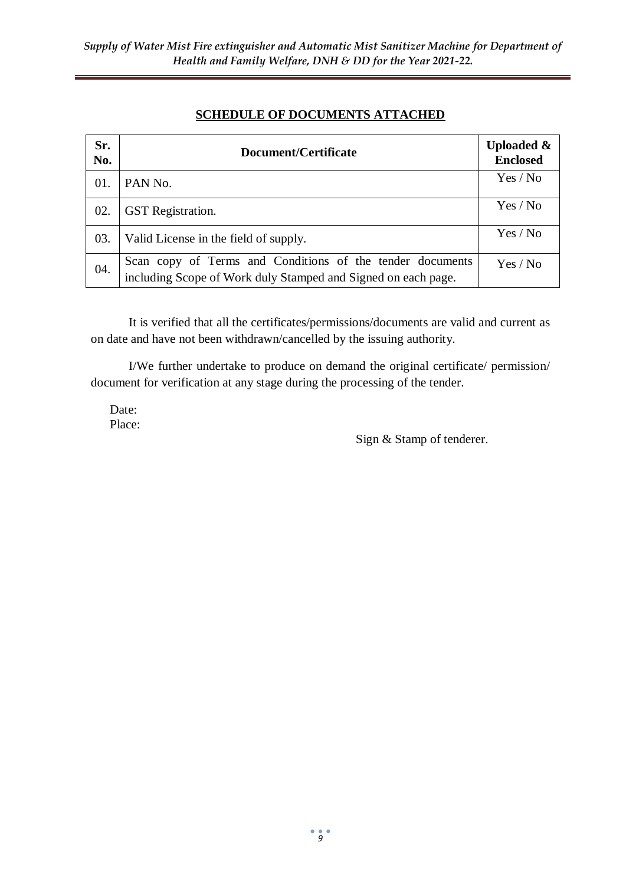## SCHEDULE OF DOCUMENTS ATTACHED

| Sr. No. | Document/Certificate | Uploaded & Enclosed |
|---|---|---|
| 01. | PAN No. | Yes / No |
| 02. | GST Registration. | Yes / No |
| 03. | Valid License in the field of supply. | Yes / No |
| 04. | Scan copy of Terms and Conditions of the tender documents including Scope of Work duly Stamped and Signed on each page. | Yes / No |

It is verified that all the certificates/permissions/documents are valid and current as on date and have not been withdrawn/cancelled by the issuing authority.

I/We further undertake to produce on demand the original certificate/ permission/ document for verification at any stage during the processing of the tender.

Date:
Place:

Sign & Stamp of tenderer.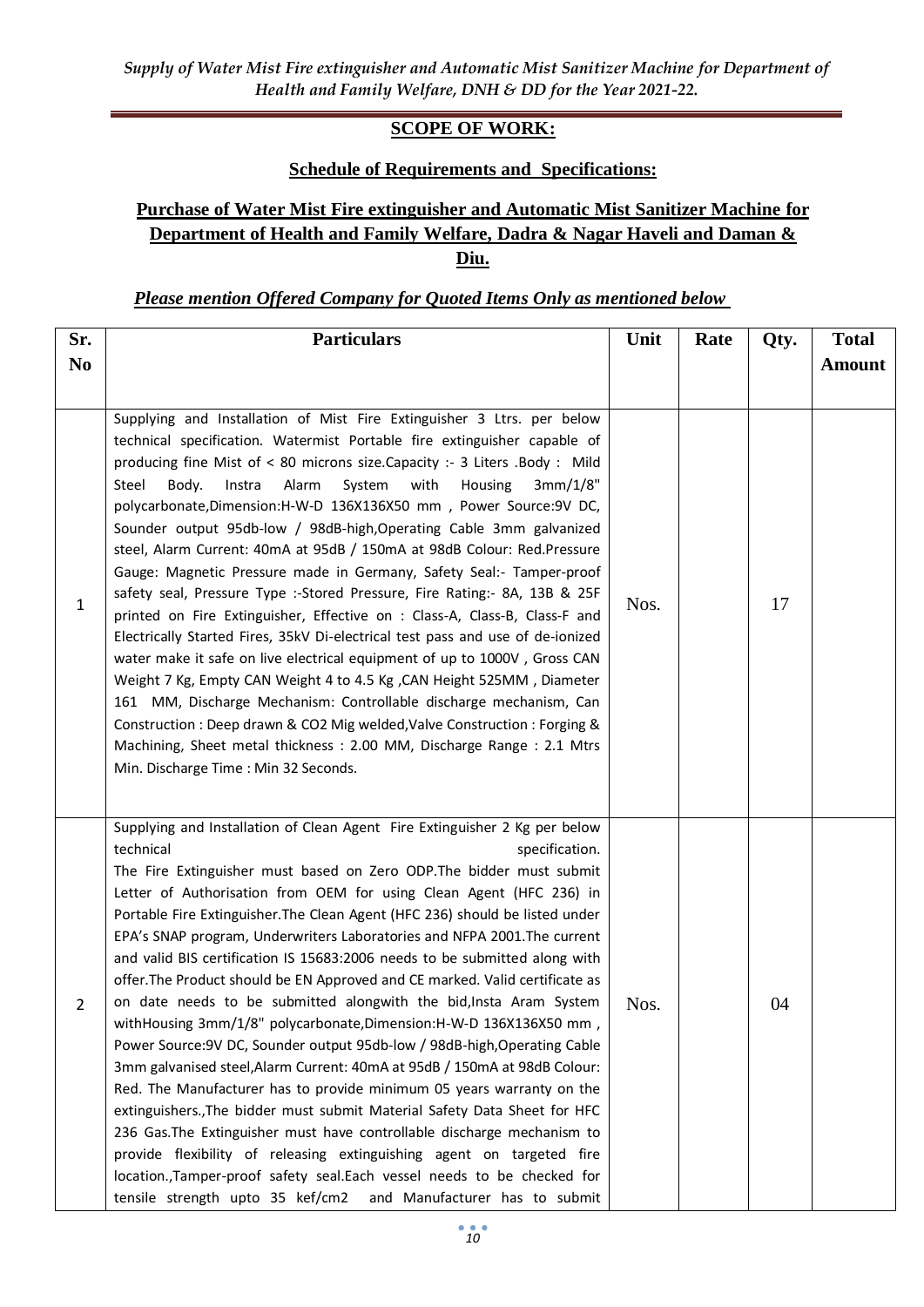## SCOPE OF WORK:

### Schedule of Requirements and Specifications:

### Purchase of Water Mist Fire extinguisher and Automatic Mist Sanitizer Machine for Department of Health and Family Welfare, Dadra & Nagar Haveli and Daman & Diu.

***Please mention Offered Company for Quoted Items Only as mentioned below***

| Sr. No | Particulars | Unit | Rate | Qty. | Total Amount |
|---|---|---|---|---|---|
| 1 | Supplying and Installation of Mist Fire Extinguisher 3 Ltrs. per below technical specification. Watermist Portable fire extinguisher capable of producing fine Mist of < 80 microns size.Capacity :- 3 Liters .Body : Mild Steel Body. Instra Alarm System with Housing 3mm/1/8" polycarbonate,Dimension:H-W-D 136X136X50 mm , Power Source:9V DC, Sounder output 95db-low / 98dB-high,Operating Cable 3mm galvanized steel, Alarm Current: 40mA at 95dB / 150mA at 98dB Colour: Red.Pressure Gauge: Magnetic Pressure made in Germany, Safety Seal:- Tamper-proof safety seal, Pressure Type :-Stored Pressure, Fire Rating:- 8A, 13B & 25F printed on Fire Extinguisher, Effective on : Class-A, Class-B, Class-F and Electrically Started Fires, 35kV Di-electrical test pass and use of de-ionized water make it safe on live electrical equipment of up to 1000V , Gross CAN Weight 7 Kg, Empty CAN Weight 4 to 4.5 Kg ,CAN Height 525MM , Diameter 161 MM, Discharge Mechanism: Controllable discharge mechanism, Can Construction : Deep drawn & CO2 Mig welded,Valve Construction : Forging & Machining, Sheet metal thickness : 2.00 MM, Discharge Range : 2.1 Mtrs Min. Discharge Time : Min 32 Seconds. | Nos. | | 17 | |
| 2 | Supplying and Installation of Clean Agent Fire Extinguisher 2 Kg per below technical specification. The Fire Extinguisher must based on Zero ODP.The bidder must submit Letter of Authorisation from OEM for using Clean Agent (HFC 236) in Portable Fire Extinguisher.The Clean Agent (HFC 236) should be listed under EPA's SNAP program, Underwriters Laboratories and NFPA 2001.The current and valid BIS certification IS 15683:2006 needs to be submitted along with offer.The Product should be EN Approved and CE marked. Valid certificate as on date needs to be submitted alongwith the bid,Insta Aram System withHousing 3mm/1/8" polycarbonate,Dimension:H-W-D 136X136X50 mm , Power Source:9V DC, Sounder output 95db-low / 98dB-high,Operating Cable 3mm galvanised steel,Alarm Current: 40mA at 95dB / 150mA at 98dB Colour: Red. The Manufacturer has to provide minimum 05 years warranty on the extinguishers.,The bidder must submit Material Safety Data Sheet for HFC 236 Gas.The Extinguisher must have controllable discharge mechanism to provide flexibility of releasing extinguishing agent on targeted fire location.,Tamper-proof safety seal.Each vessel needs to be checked for tensile strength upto 35 kef/cm2 and Manufacturer has to submit | Nos. | | 04 | |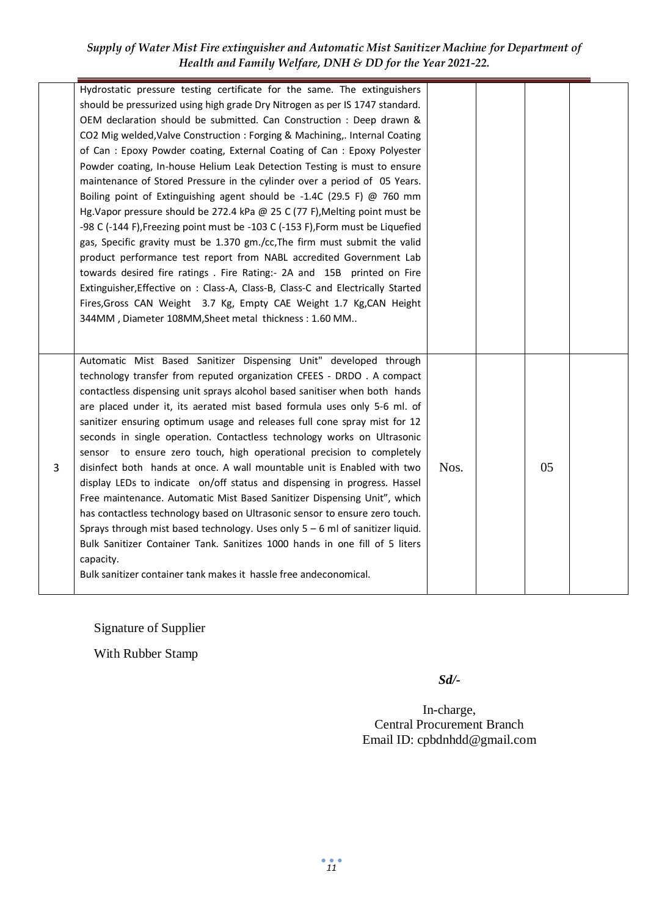| | | | | | |
|---|---|---|---|---|---|
| | Hydrostatic pressure testing certificate for the same. The extinguishers should be pressurized using high grade Dry Nitrogen as per IS 1747 standard. OEM declaration should be submitted. Can Construction : Deep drawn & CO2 Mig welded,Valve Construction : Forging & Machining,. Internal Coating of Can : Epoxy Powder coating, External Coating of Can : Epoxy Polyester Powder coating, In-house Helium Leak Detection Testing is must to ensure maintenance of Stored Pressure in the cylinder over a period of 05 Years. Boiling point of Extinguishing agent should be -1.4C (29.5 F) @ 760 mm Hg.Vapor pressure should be 272.4 kPa @ 25 C (77 F),Melting point must be -98 C (-144 F),Freezing point must be -103 C (-153 F),Form must be Liquefied gas, Specific gravity must be 1.370 gm./cc,The firm must submit the valid product performance test report from NABL accredited Government Lab towards desired fire ratings . Fire Rating:- 2A and 15B printed on Fire Extinguisher,Effective on : Class-A, Class-B, Class-C and Electrically Started Fires,Gross CAN Weight 3.7 Kg, Empty CAE Weight 1.7 Kg,CAN Height 344MM , Diameter 108MM,Sheet metal thickness : 1.60 MM.. | | | | |
| 3 | Automatic Mist Based Sanitizer Dispensing Unit" developed through technology transfer from reputed organization CFEES - DRDO . A compact contactless dispensing unit sprays alcohol based sanitiser when both hands are placed under it, its aerated mist based formula uses only 5-6 ml. of sanitizer ensuring optimum usage and releases full cone spray mist for 12 seconds in single operation. Contactless technology works on Ultrasonic sensor to ensure zero touch, high operational precision to completely disinfect both hands at once. A wall mountable unit is Enabled with two display LEDs to indicate on/off status and dispensing in progress. Hassel Free maintenance. Automatic Mist Based Sanitizer Dispensing Unit", which has contactless technology based on Ultrasonic sensor to ensure zero touch. Sprays through mist based technology. Uses only 5 – 6 ml of sanitizer liquid. Bulk Sanitizer Container Tank. Sanitizes 1000 hands in one fill of 5 liters capacity.<br>Bulk sanitizer container tank makes it hassle free andeconomical. | Nos. | | 05 | |

Signature of Supplier

With Rubber Stamp

***Sd/-***

In-charge,
Central Procurement Branch
Email ID: cpbdnhdd@gmail.com